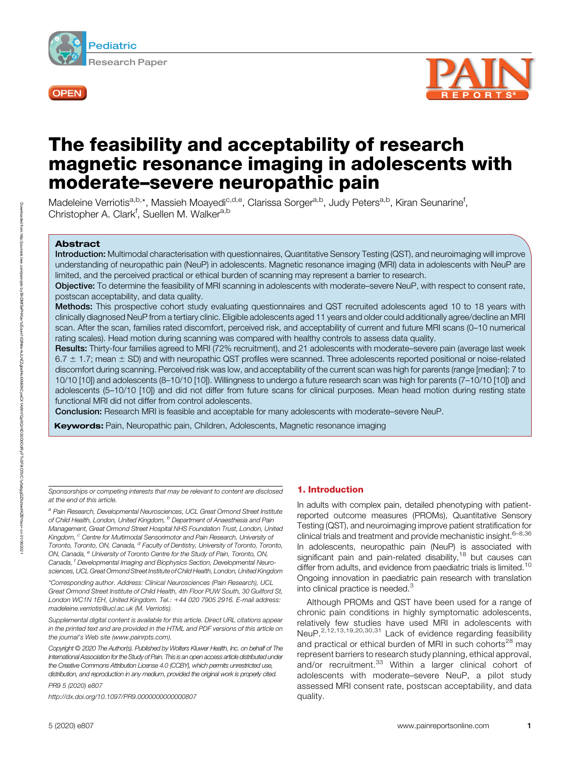Pediatric
Research Paper

OPEN

# The feasibility and acceptability of research magnetic resonance imaging in adolescents with moderate–severe neuropathic pain

Madeleine Verriotis[a,b,*], Massieh Moayedi[c,d,e], Clarissa Sorger[a,b], Judy Peters[a,b], Kiran Seunarine[f], Christopher A. Clark[f], Suellen M. Walker[a,b]

## Abstract

**Introduction:** Multimodal characterisation with questionnaires, Quantitative Sensory Testing (QST), and neuroimaging will improve understanding of neuropathic pain (NeuP) in adolescents. Magnetic resonance imaging (MRI) data in adolescents with NeuP are limited, and the perceived practical or ethical burden of scanning may represent a barrier to research.

**Objective:** To determine the feasibility of MRI scanning in adolescents with moderate–severe NeuP, with respect to consent rate, postscan acceptability, and data quality.

**Methods:** This prospective cohort study evaluating questionnaires and QST recruited adolescents aged 10 to 18 years with clinically diagnosed NeuP from a tertiary clinic. Eligible adolescents aged 11 years and older could additionally agree/decline an MRI scan. After the scan, families rated discomfort, perceived risk, and acceptability of current and future MRI scans (0–10 numerical rating scales). Head motion during scanning was compared with healthy controls to assess data quality.

**Results:** Thirty-four families agreed to MRI (72% recruitment), and 21 adolescents with moderate–severe pain (average last week 6.7 ± 1.7; mean ± SD) and with neuropathic QST profiles were scanned. Three adolescents reported positional or noise-related discomfort during scanning. Perceived risk was low, and acceptability of the current scan was high for parents (range [median]: 7 to 10/10 [10]) and adolescents (8–10/10 [10]). Willingness to undergo a future research scan was high for parents (7–10/10 [10]) and adolescents (5–10/10 [10]) and did not differ from future scans for clinical purposes. Mean head motion during resting state functional MRI did not differ from control adolescents.

**Conclusion:** Research MRI is feasible and acceptable for many adolescents with moderate–severe NeuP.

**Keywords:** Pain, Neuropathic pain, Children, Adolescents, Magnetic resonance imaging

## 1. Introduction

In adults with complex pain, detailed phenotyping with patient-reported outcome measures (PROMs), Quantitative Sensory Testing (QST), and neuroimaging improve patient stratification for clinical trials and treatment and provide mechanistic insight.[6–8,36] In adolescents, neuropathic pain (NeuP) is associated with significant pain and pain-related disability,[18] but causes can differ from adults, and evidence from paediatric trials is limited.[10] Ongoing innovation in paediatric pain research with translation into clinical practice is needed.[3]

Although PROMs and QST have been used for a range of chronic pain conditions in highly symptomatic adolescents, relatively few studies have used MRI in adolescents with NeuP.[2,12,13,19,20,30,31] Lack of evidence regarding feasibility and practical or ethical burden of MRI in such cohorts[28] may represent barriers to research study planning, ethical approval, and/or recruitment.[33] Within a larger clinical cohort of adolescents with moderate–severe NeuP, a pilot study assessed MRI consent rate, postscan acceptability, and data quality.

Sponsorships or competing interests that may be relevant to content are disclosed at the end of this article.

[a] Pain Research, Developmental Neurosciences, UCL Great Ormond Street Institute of Child Health, London, United Kingdom, [b] Department of Anaesthesia and Pain Management, Great Ormond Street Hospital NHS Foundation Trust, London, United Kingdom, [c] Centre for Multimodal Sensorimotor and Pain Research, University of Toronto, Toronto, ON, Canada, [d] Faculty of Dentistry, University of Toronto, Toronto, ON, Canada, [e] University of Toronto Centre for the Study of Pain, Toronto, ON, Canada, [f] Developmental Imaging and Biophysics Section, Developmental Neurosciences, UCL Great Ormond Street Institute of Child Health, London, United Kingdom

*Corresponding author. Address: Clinical Neurosciences (Pain Research), UCL Great Ormond Street Institute of Child Health, 4th Floor PUW South, 30 Guilford St, London WC1N 1EH, United Kingdom. Tel.: +44 020 7905 2916. E-mail address: madeleine.verriotis@ucl.ac.uk (M. Verriotis).

Supplemental digital content is available for this article. Direct URL citations appear in the printed text and are provided in the HTML and PDF versions of this article on the journal's Web site (www.painrpts.com).

Copyright © 2020 The Author(s). Published by Wolters Kluwer Health, Inc. on behalf of The International Association for the Study of Pain. This is an open access article distributed under the Creative Commons Attribution License 4.0 (CCBY), which permits unrestricted use, distribution, and reproduction in any medium, provided the original work is properly cited.

PR9 5 (2020) e807

http://dx.doi.org/10.1097/PR9.0000000000000807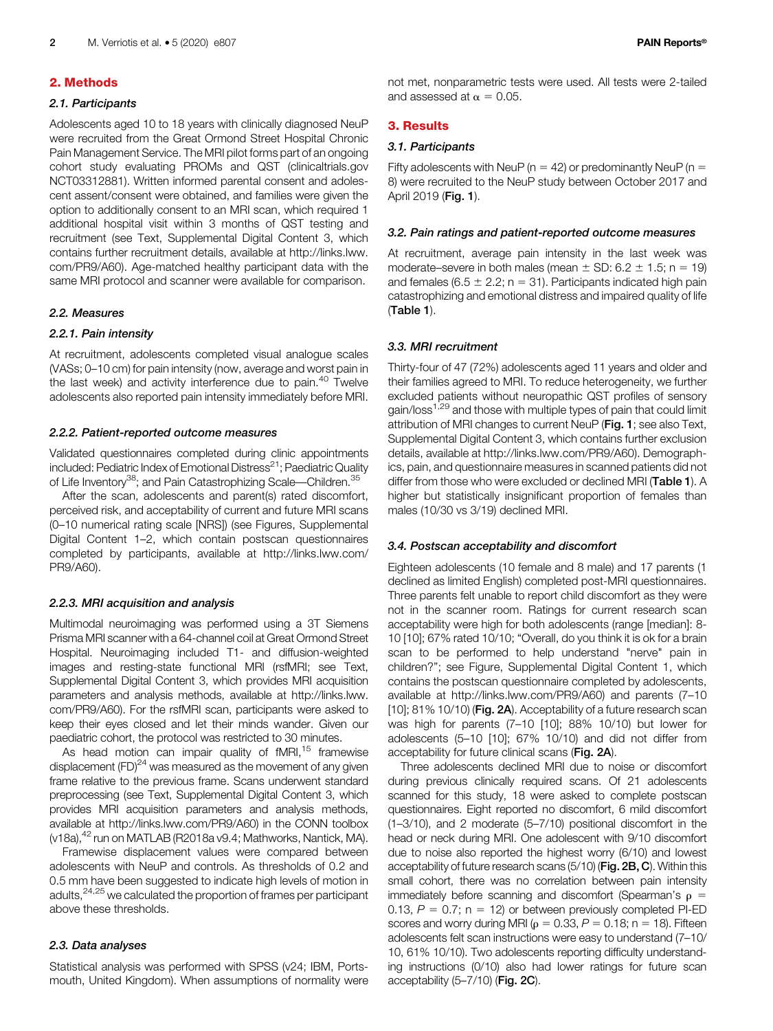## 2. Methods

### 2.1. Participants

Adolescents aged 10 to 18 years with clinically diagnosed NeuP were recruited from the Great Ormond Street Hospital Chronic Pain Management Service. The MRI pilot forms part of an ongoing cohort study evaluating PROMs and QST (clinicaltrials.gov NCT03312881). Written informed parental consent and adolescent assent/consent were obtained, and families were given the option to additionally consent to an MRI scan, which required 1 additional hospital visit within 3 months of QST testing and recruitment (see Text, Supplemental Digital Content 3, which contains further recruitment details, available at http://links.lww.com/PR9/A60). Age-matched healthy participant data with the same MRI protocol and scanner were available for comparison.

### 2.2. Measures

#### 2.2.1. Pain intensity

At recruitment, adolescents completed visual analogue scales (VASs; 0–10 cm) for pain intensity (now, average and worst pain in the last week) and activity interference due to pain.[40] Twelve adolescents also reported pain intensity immediately before MRI.

#### 2.2.2. Patient-reported outcome measures

Validated questionnaires completed during clinic appointments included: Pediatric Index of Emotional Distress[21]; Paediatric Quality of Life Inventory[38]; and Pain Catastrophizing Scale—Children.[35]

After the scan, adolescents and parent(s) rated discomfort, perceived risk, and acceptability of current and future MRI scans (0–10 numerical rating scale [NRS]) (see Figures, Supplemental Digital Content 1–2, which contain postscan questionnaires completed by participants, available at http://links.lww.com/PR9/A60).

#### 2.2.3. MRI acquisition and analysis

Multimodal neuroimaging was performed using a 3T Siemens Prisma MRI scanner with a 64-channel coil at Great Ormond Street Hospital. Neuroimaging included T1- and diffusion-weighted images and resting-state functional MRI (rsfMRI; see Text, Supplemental Digital Content 3, which provides MRI acquisition parameters and analysis methods, available at http://links.lww.com/PR9/A60). For the rsfMRI scan, participants were asked to keep their eyes closed and let their minds wander. Given our paediatric cohort, the protocol was restricted to 30 minutes.

As head motion can impair quality of fMRI,[15] framewise displacement (FD)[24] was measured as the movement of any given frame relative to the previous frame. Scans underwent standard preprocessing (see Text, Supplemental Digital Content 3, which provides MRI acquisition parameters and analysis methods, available at http://links.lww.com/PR9/A60) in the CONN toolbox (v18a),[42] run on MATLAB (R2018a v9.4; Mathworks, Nantick, MA).

Framewise displacement values were compared between adolescents with NeuP and controls. As thresholds of 0.2 and 0.5 mm have been suggested to indicate high levels of motion in adults,[24,25] we calculated the proportion of frames per participant above these thresholds.

### 2.3. Data analyses

Statistical analysis was performed with SPSS (v24; IBM, Portsmouth, United Kingdom). When assumptions of normality were not met, nonparametric tests were used. All tests were 2-tailed and assessed at $\alpha = 0.05$.

## 3. Results

### 3.1. Participants

Fifty adolescents with NeuP (n = 42) or predominantly NeuP (n = 8) were recruited to the NeuP study between October 2017 and April 2019 (**Fig. 1**).

### 3.2. Pain ratings and patient-reported outcome measures

At recruitment, average pain intensity in the last week was moderate–severe in both males (mean ± SD: 6.2 ± 1.5; n = 19) and females (6.5 ± 2.2; n = 31). Participants indicated high pain catastrophizing and emotional distress and impaired quality of life (**Table 1**).

### 3.3. MRI recruitment

Thirty-four of 47 (72%) adolescents aged 11 years and older and their families agreed to MRI. To reduce heterogeneity, we further excluded patients without neuropathic QST profiles of sensory gain/loss[1,29] and those with multiple types of pain that could limit attribution of MRI changes to current NeuP (**Fig. 1**; see also Text, Supplemental Digital Content 3, which contains further exclusion details, available at http://links.lww.com/PR9/A60). Demographics, pain, and questionnaire measures in scanned patients did not differ from those who were excluded or declined MRI (**Table 1**). A higher but statistically insignificant proportion of females than males (10/30 vs 3/19) declined MRI.

### 3.4. Postscan acceptability and discomfort

Eighteen adolescents (10 female and 8 male) and 17 parents (1 declined as limited English) completed post-MRI questionnaires. Three parents felt unable to report child discomfort as they were not in the scanner room. Ratings for current research scan acceptability were high for both adolescents (range [median]: 8-10 [10]; 67% rated 10/10; "Overall, do you think it is ok for a brain scan to be performed to help understand "nerve" pain in children?"; see Figure, Supplemental Digital Content 1, which contains the postscan questionnaire completed by adolescents, available at http://links.lww.com/PR9/A60) and parents (7–10 [10]; 81% 10/10) (**Fig. 2A**). Acceptability of a future research scan was high for parents (7–10 [10]; 88% 10/10) but lower for adolescents (5–10 [10]; 67% 10/10) and did not differ from acceptability for future clinical scans (**Fig. 2A**).

Three adolescents declined MRI due to noise or discomfort during previous clinically required scans. Of 21 adolescents scanned for this study, 18 were asked to complete postscan questionnaires. Eight reported no discomfort, 6 mild discomfort (1–3/10), and 2 moderate (5–7/10) positional discomfort in the head or neck during MRI. One adolescent with 9/10 discomfort due to noise also reported the highest worry (6/10) and lowest acceptability of future research scans (5/10) (**Fig. 2B, C**). Within this small cohort, there was no correlation between pain intensity immediately before scanning and discomfort (Spearman's $\rho$ = 0.13, $P$ = 0.7; n = 12) or between previously completed PI-ED scores and worry during MRI ($\rho$ = 0.33, $P$ = 0.18; n = 18). Fifteen adolescents felt scan instructions were easy to understand (7–10/10, 61% 10/10). Two adolescents reporting difficulty understanding instructions (0/10) also had lower ratings for future scan acceptability (5–7/10) (**Fig. 2C**).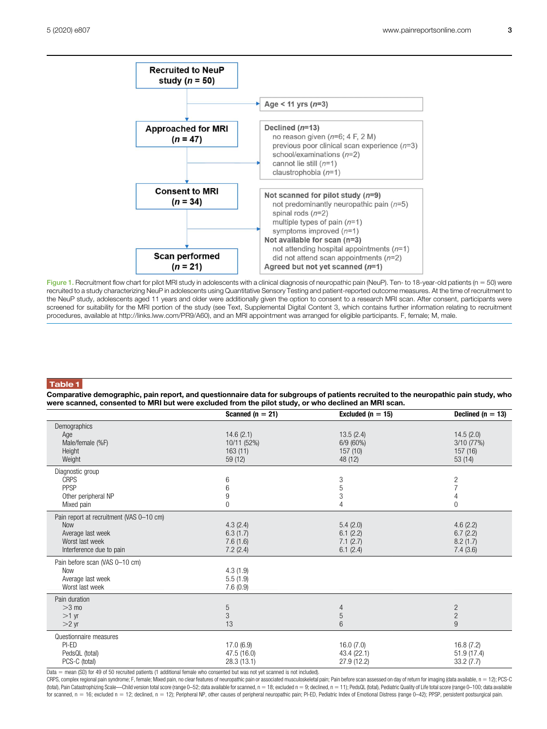Recruited to NeuP study (*n* = 50)

→ Age < 11 yrs (*n*=3)

Approached for MRI (*n* = 47)

→ Declined (*n*=13)
- no reason given (*n*=6; 4 F, 2 M)
- previous poor clinical scan experience (*n*=3)
- school/examinations (*n*=2)
- cannot lie still (*n*=1)
- claustrophobia (*n*=1)

Consent to MRI (*n* = 34)

→ Not scanned for pilot study (*n*=9)
- not predominantly neuropathic pain (*n*=5)
- spinal rods (*n*=2)
- multiple types of pain (*n*=1)
- symptoms improved (*n*=1)

Not available for scan (n=3)
- not attending hospital appointments (*n*=1)
- did not attend scan appointments (*n*=2)

Agreed but not yet scanned (*n*=1)

Scan performed (*n* = 21)

Figure 1. Recruitment flow chart for pilot MRI study in adolescents with a clinical diagnosis of neuropathic pain (NeuP). Ten- to 18-year-old patients (n = 50) were recruited to a study characterizing NeuP in adolescents using Quantitative Sensory Testing and patient-reported outcome measures. At the time of recruitment to the NeuP study, adolescents aged 11 years and older were additionally given the option to consent to a research MRI scan. After consent, participants were screened for suitability for the MRI portion of the study (see Text, Supplemental Digital Content 3, which contains further information relating to recruitment procedures, available at http://links.lww.com/PR9/A60), and an MRI appointment was arranged for eligible participants. F, female; M, male.

**Table 1**

**Comparative demographic, pain report, and questionnaire data for subgroups of patients recruited to the neuropathic pain study, who were scanned, consented to MRI but were excluded from the pilot study, or who declined an MRI scan.**

| | Scanned (n = 21) | Excluded (n = 15) | Declined (n = 13) |
|---|---|---|---|
| **Demographics** | | | |
| Age | 14.6 (2.1) | 13.5 (2.4) | 14.5 (2.0) |
| Male/female (%F) | 10/11 (52%) | 6/9 (60%) | 3/10 (77%) |
| Height | 163 (11) | 157 (10) | 157 (16) |
| Weight | 59 (12) | 48 (12) | 53 (14) |
| **Diagnostic group** | | | |
| CRPS | 6 | 3 | 2 |
| PPSP | 6 | 5 | 7 |
| Other peripheral NP | 9 | 3 | 4 |
| Mixed pain | 0 | 4 | 0 |
| **Pain report at recruitment (VAS 0–10 cm)** | | | |
| Now | 4.3 (2.4) | 5.4 (2.0) | 4.6 (2.2) |
| Average last week | 6.3 (1.7) | 6.1 (2.2) | 6.7 (2.2) |
| Worst last week | 7.6 (1.6) | 7.1 (2.7) | 8.2 (1.7) |
| Interference due to pain | 7.2 (2.4) | 6.1 (2.4) | 7.4 (3.6) |
| **Pain before scan (VAS 0–10 cm)** | | | |
| Now | 4.3 (1.9) | | |
| Average last week | 5.5 (1.9) | | |
| Worst last week | 7.6 (0.9) | | |
| **Pain duration** | | | |
| >3 mo | 5 | 4 | 2 |
| >1 yr | 3 | 5 | 2 |
| >2 yr | 13 | 6 | 9 |
| **Questionnaire measures** | | | |
| PI-ED | 17.0 (6.9) | 16.0 (7.0) | 16.8 (7.2) |
| PedsQL (total) | 47.5 (16.0) | 43.4 (22.1) | 51.9 (17.4) |
| PCS-C (total) | 28.3 (13.1) | 27.9 (12.2) | 33.2 (7.7) |

Data = mean (SD) for 49 of 50 recruited patients (1 additional female who consented but was not yet scanned is not included).

CRPS, complex regional pain syndrome; F, female; Mixed pain, no clear features of neuropathic pain or associated musculoskeletal pain; Pain before scan assessed on day of return for imaging (data available, n = 12); PCS-C (total), Pain Catastrophizing Scale—Child version total score (range 0–52; data available for scanned, n = 18; excluded n = 9; declined, n = 11); PedsQL (total), Pediatric Quality of Life total score (range 0–100; data available for scanned, n = 16; excluded n = 12; declined, n = 12); Peripheral NP, other causes of peripheral neuropathic pain; PI-ED, Pediatric Index of Emotional Distress (range 0–42); PPSP, persistent postsurgical pain.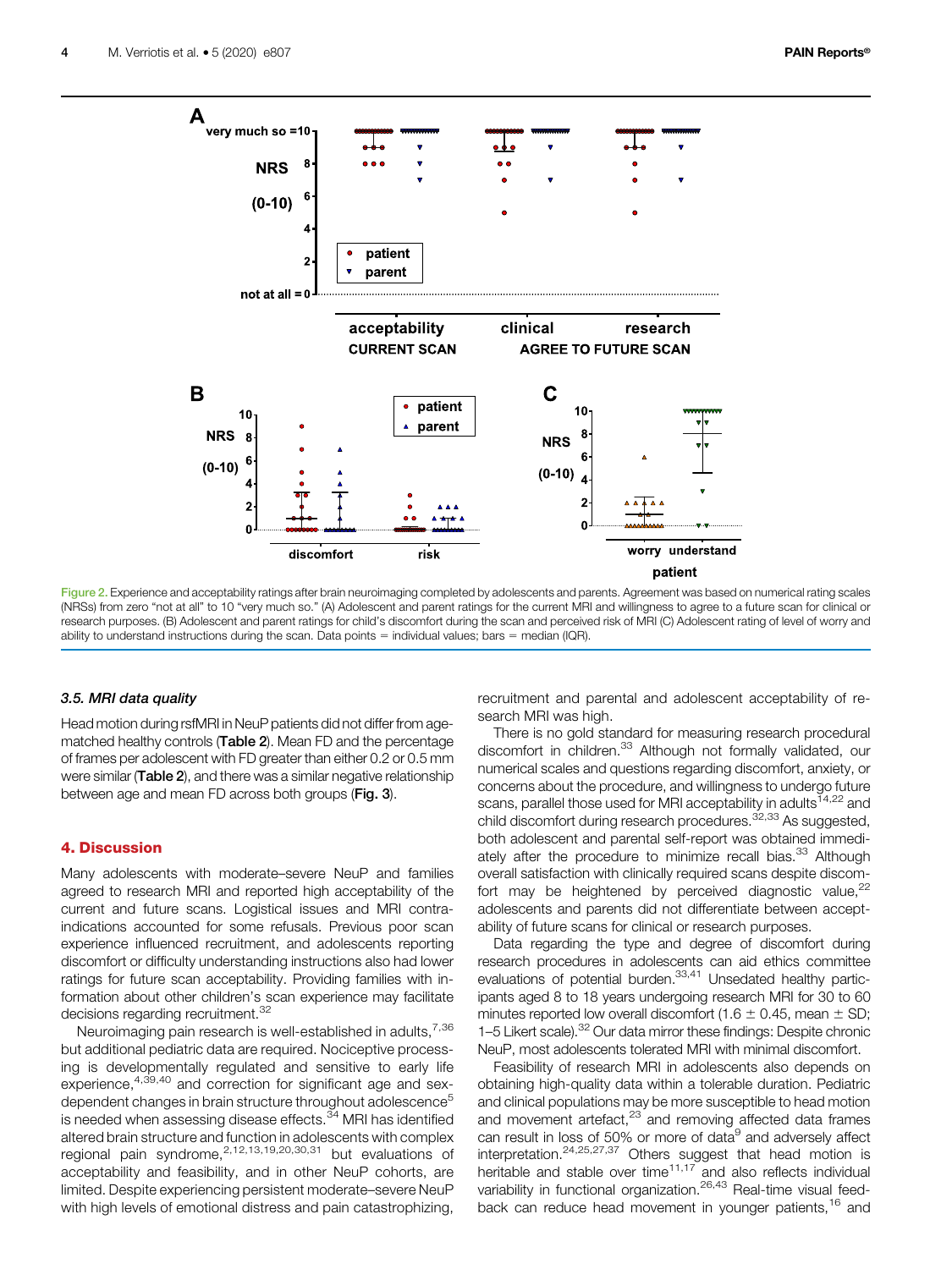Figure 2. Experience and acceptability ratings after brain neuroimaging completed by adolescents and parents. Agreement was based on numerical rating scales (NRSs) from zero "not at all" to 10 "very much so." (A) Adolescent and parent ratings for the current MRI and willingness to agree to a future scan for clinical or research purposes. (B) Adolescent and parent ratings for child's discomfort during the scan and perceived risk of MRI (C) Adolescent rating of level of worry and ability to understand instructions during the scan. Data points = individual values; bars = median (IQR).

### 3.5. MRI data quality

Head motion during rsfMRI in NeuP patients did not differ from age-matched healthy controls (**Table 2**). Mean FD and the percentage of frames per adolescent with FD greater than either 0.2 or 0.5 mm were similar (**Table 2**), and there was a similar negative relationship between age and mean FD across both groups (**Fig. 3**).

## 4. Discussion

Many adolescents with moderate–severe NeuP and families agreed to research MRI and reported high acceptability of the current and future scans. Logistical issues and MRI contraindications accounted for some refusals. Previous poor scan experience influenced recruitment, and adolescents reporting discomfort or difficulty understanding instructions also had lower ratings for future scan acceptability. Providing families with information about other children's scan experience may facilitate decisions regarding recruitment.[32]

Neuroimaging pain research is well-established in adults,[7,36] but additional pediatric data are required. Nociceptive processing is developmentally regulated and sensitive to early life experience,[4,39,40] and correction for significant age and sex-dependent changes in brain structure throughout adolescence[5] is needed when assessing disease effects.[34] MRI has identified altered brain structure and function in adolescents with complex regional pain syndrome,[2,12,13,19,20,30,31] but evaluations of acceptability and feasibility, and in other NeuP cohorts, are limited. Despite experiencing persistent moderate–severe NeuP with high levels of emotional distress and pain catastrophizing, recruitment and parental and adolescent acceptability of research MRI was high.

There is no gold standard for measuring research procedural discomfort in children.[33] Although not formally validated, our numerical scales and questions regarding discomfort, anxiety, or concerns about the procedure, and willingness to undergo future scans, parallel those used for MRI acceptability in adults[14,22] and child discomfort during research procedures.[32,33] As suggested, both adolescent and parental self-report was obtained immediately after the procedure to minimize recall bias.[33] Although overall satisfaction with clinically required scans despite discomfort may be heightened by perceived diagnostic value,[22] adolescents and parents did not differentiate between acceptability of future scans for clinical or research purposes.

Data regarding the type and degree of discomfort during research procedures in adolescents can aid ethics committee evaluations of potential burden.[33,41] Unsedated healthy participants aged 8 to 18 years undergoing research MRI for 30 to 60 minutes reported low overall discomfort (1.6 ± 0.45, mean ± SD; 1–5 Likert scale).[32] Our data mirror these findings: Despite chronic NeuP, most adolescents tolerated MRI with minimal discomfort.

Feasibility of research MRI in adolescents also depends on obtaining high-quality data within a tolerable duration. Pediatric and clinical populations may be more susceptible to head motion and movement artefact,[23] and removing affected data frames can result in loss of 50% or more of data[9] and adversely affect interpretation.[24,25,27,37] Others suggest that head motion is heritable and stable over time[11,17] and also reflects individual variability in functional organization.[26,43] Real-time visual feedback can reduce head movement in younger patients,[16] and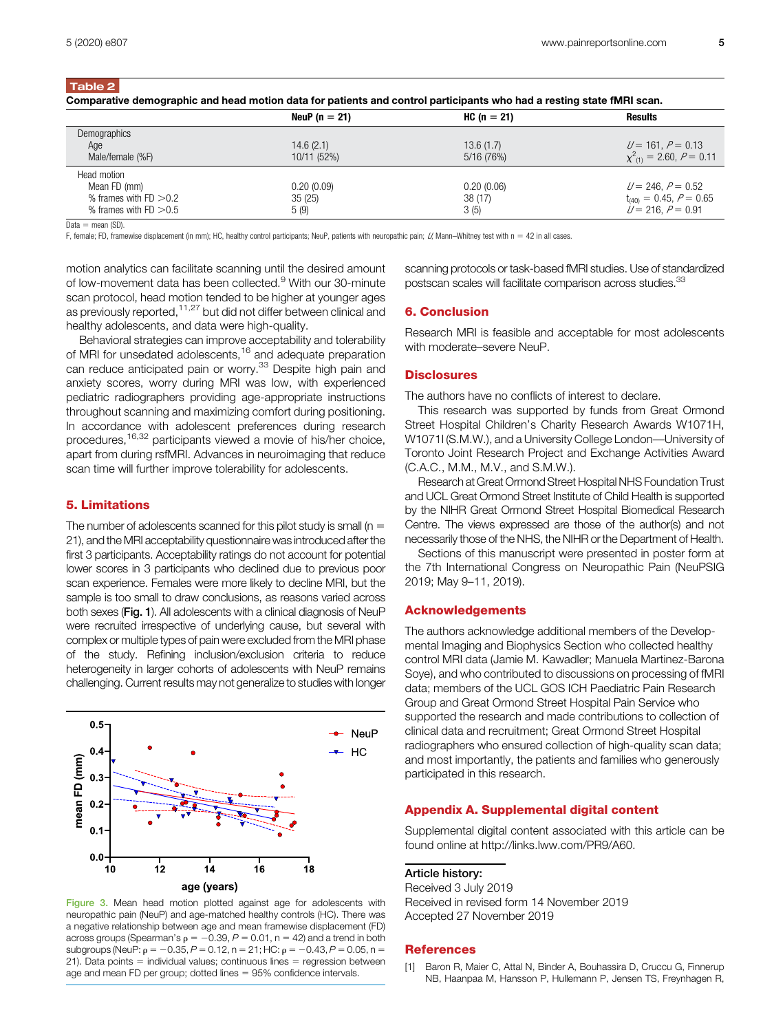**Table 2**

**Comparative demographic and head motion data for patients and control participants who had a resting state fMRI scan.**

| | NeuP (n = 21) | HC (n = 21) | Results |
|---|---|---|---|
| Demographics | | | |
| Age | 14.6 (2.1) | 13.6 (1.7) | $U$ = 161, $P$ = 0.13 |
| Male/female (%F) | 10/11 (52%) | 5/16 (76%) | $\chi^2_{(1)}$ = 2.60, $P$ = 0.11 |
| Head motion | | | |
| Mean FD (mm) | 0.20 (0.09) | 0.20 (0.06) | $U$ = 246, $P$ = 0.52 |
| % frames with FD >0.2 | 35 (25) | 38 (17) | $t_{(40)}$ = 0.45, $P$ = 0.65 |
| % frames with FD >0.5 | 5 (9) | 3 (5) | $U$ = 216, $P$ = 0.91 |

Data = mean (SD).

F, female; FD, framewise displacement (in mm); HC, healthy control participants; NeuP, patients with neuropathic pain; $U$, Mann–Whitney test with n = 42 in all cases.

motion analytics can facilitate scanning until the desired amount of low-movement data has been collected.[9] With our 30-minute scan protocol, head motion tended to be higher at younger ages as previously reported,[11,27] but did not differ between clinical and healthy adolescents, and data were high-quality.

Behavioral strategies can improve acceptability and tolerability of MRI for unsedated adolescents,[16] and adequate preparation can reduce anticipated pain or worry.[33] Despite high pain and anxiety scores, worry during MRI was low, with experienced pediatric radiographers providing age-appropriate instructions throughout scanning and maximizing comfort during positioning. In accordance with adolescent preferences during research procedures,[16,32] participants viewed a movie of his/her choice, apart from during rsfMRI. Advances in neuroimaging that reduce scan time will further improve tolerability for adolescents.

## 5. Limitations

The number of adolescents scanned for this pilot study is small (n = 21), and the MRI acceptability questionnaire was introduced after the first 3 participants. Acceptability ratings do not account for potential lower scores in 3 participants who declined due to previous poor scan experience. Females were more likely to decline MRI, but the sample is too small to draw conclusions, as reasons varied across both sexes (**Fig. 1**). All adolescents with a clinical diagnosis of NeuP were recruited irrespective of underlying cause, but several with complex or multiple types of pain were excluded from the MRI phase of the study. Refining inclusion/exclusion criteria to reduce heterogeneity in larger cohorts of adolescents with NeuP remains challenging. Current results may not generalize to studies with longer scanning protocols or task-based fMRI studies. Use of standardized postscan scales will facilitate comparison across studies.[33]

Figure 3. Mean head motion plotted against age for adolescents with neuropathic pain (NeuP) and age-matched healthy controls (HC). There was a negative relationship between age and mean framewise displacement (FD) across groups (Spearman's $\rho = -0.39$, $P = 0.01$, n = 42) and a trend in both subgroups (NeuP: $\rho = -0.35$, $P = 0.12$, n = 21; HC: $\rho = -0.43$, $P = 0.05$, n = 21). Data points = individual values; continuous lines = regression between age and mean FD per group; dotted lines = 95% confidence intervals.

## 6. Conclusion

Research MRI is feasible and acceptable for most adolescents with moderate–severe NeuP.

## Disclosures

The authors have no conflicts of interest to declare.

This research was supported by funds from Great Ormond Street Hospital Children's Charity Research Awards W1071H, W1071I (S.M.W.), and a University College London—University of Toronto Joint Research Project and Exchange Activities Award (C.A.C., M.M., M.V., and S.M.W.).

Research at Great Ormond Street Hospital NHS Foundation Trust and UCL Great Ormond Street Institute of Child Health is supported by the NIHR Great Ormond Street Hospital Biomedical Research Centre. The views expressed are those of the author(s) and not necessarily those of the NHS, the NIHR or the Department of Health.

Sections of this manuscript were presented in poster form at the 7th International Congress on Neuropathic Pain (NeuPSIG 2019; May 9–11, 2019).

## Acknowledgements

The authors acknowledge additional members of the Developmental Imaging and Biophysics Section who collected healthy control MRI data (Jamie M. Kawadler; Manuela Martinez-Barona Soye), and who contributed to discussions on processing of fMRI data; members of the UCL GOS ICH Paediatric Pain Research Group and Great Ormond Street Hospital Pain Service who supported the research and made contributions to collection of clinical data and recruitment; Great Ormond Street Hospital radiographers who ensured collection of high-quality scan data; and most importantly, the patients and families who generously participated in this research.

## Appendix A. Supplemental digital content

Supplemental digital content associated with this article can be found online at http://links.lww.com/PR9/A60.

**Article history:**
Received 3 July 2019
Received in revised form 14 November 2019
Accepted 27 November 2019

## References

[1] Baron R, Maier C, Attal N, Binder A, Bouhassira D, Cruccu G, Finnerup NB, Haanpaa M, Hansson P, Hullemann P, Jensen TS, Freynhagen R,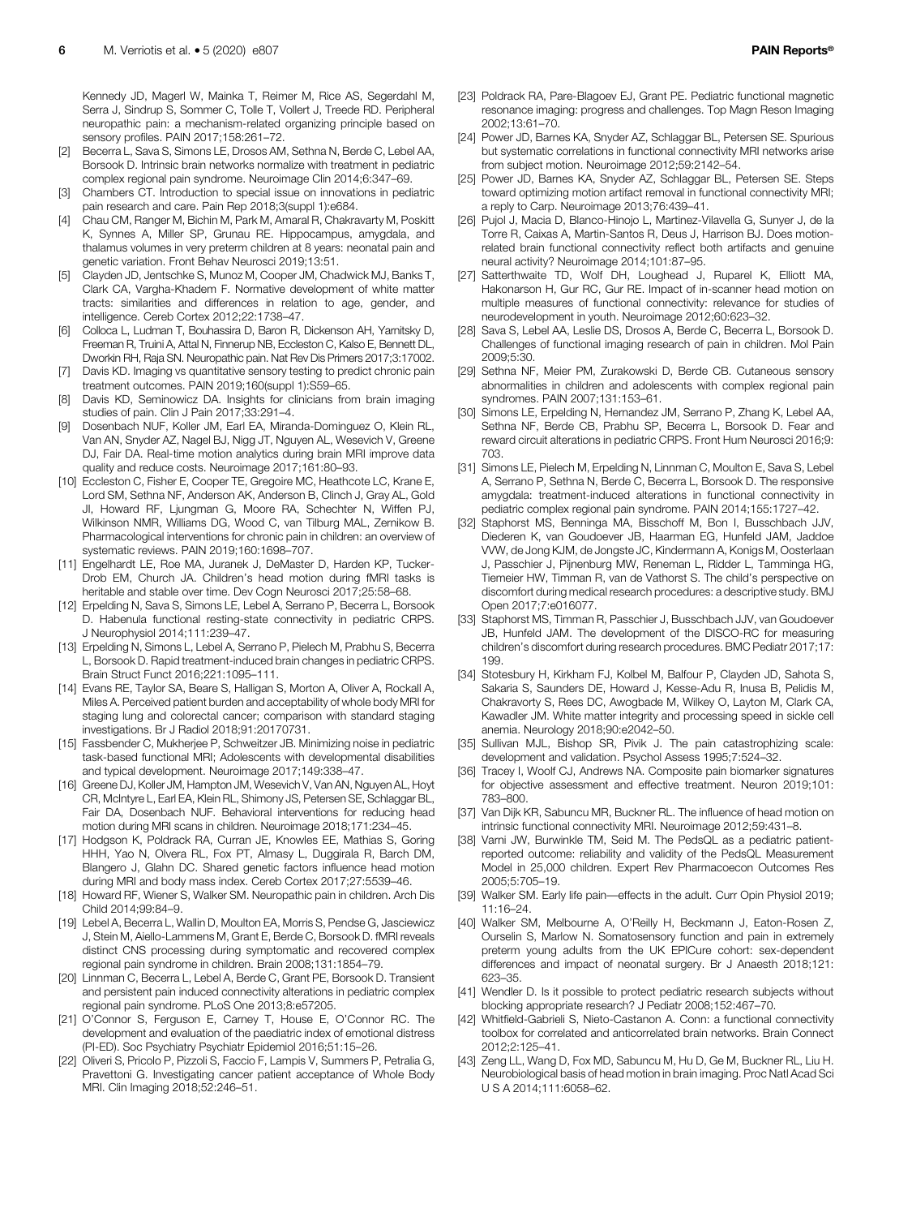Kennedy JD, Magerl W, Mainka T, Reimer M, Rice AS, Segerdahl M, Serra J, Sindrup S, Sommer C, Tolle T, Vollert J, Treede RD. Peripheral neuropathic pain: a mechanism-related organizing principle based on sensory profiles. PAIN 2017;158:261–72.

[2] Becerra L, Sava S, Simons LE, Drosos AM, Sethna N, Berde C, Lebel AA, Borsook D. Intrinsic brain networks normalize with treatment in pediatric complex regional pain syndrome. Neuroimage Clin 2014;6:347–69.

[3] Chambers CT. Introduction to special issue on innovations in pediatric pain research and care. Pain Rep 2018;3(suppl 1):e684.

[4] Chau CM, Ranger M, Bichin M, Park M, Amaral R, Chakravarty M, Poskitt K, Synnes A, Miller SP, Grunau RE. Hippocampus, amygdala, and thalamus volumes in very preterm children at 8 years: neonatal pain and genetic variation. Front Behav Neurosci 2019;13:51.

[5] Clayden JD, Jentschke S, Munoz M, Cooper JM, Chadwick MJ, Banks T, Clark CA, Vargha-Khadem F. Normative development of white matter tracts: similarities and differences in relation to age, gender, and intelligence. Cereb Cortex 2012;22:1738–47.

[6] Colloca L, Ludman T, Bouhassira D, Baron R, Dickenson AH, Yarnitsky D, Freeman R, Truini A, Attal N, Finnerup NB, Eccleston C, Kalso E, Bennett DL, Dworkin RH, Raja SN. Neuropathic pain. Nat Rev Dis Primers 2017;3:17002.

[7] Davis KD. Imaging vs quantitative sensory testing to predict chronic pain treatment outcomes. PAIN 2019;160(suppl 1):S59–65.

[8] Davis KD, Seminowicz DA. Insights for clinicians from brain imaging studies of pain. Clin J Pain 2017;33:291–4.

[9] Dosenbach NUF, Koller JM, Earl EA, Miranda-Dominguez O, Klein RL, Van AN, Snyder AZ, Nagel BJ, Nigg JT, Nguyen AL, Wesevich V, Greene DJ, Fair DA. Real-time motion analytics during brain MRI improve data quality and reduce costs. Neuroimage 2017;161:80–93.

[10] Eccleston C, Fisher E, Cooper TE, Gregoire MC, Heathcote LC, Krane E, Lord SM, Sethna NF, Anderson AK, Anderson B, Clinch J, Gray AL, Gold JI, Howard RF, Ljungman G, Moore RA, Schechter N, Wiffen PJ, Wilkinson NMR, Williams DG, Wood C, van Tilburg MAL, Zernikow B. Pharmacological interventions for chronic pain in children: an overview of systematic reviews. PAIN 2019;160:1698–707.

[11] Engelhardt LE, Roe MA, Juranek J, DeMaster D, Harden KP, Tucker-Drob EM, Church JA. Children's head motion during fMRI tasks is heritable and stable over time. Dev Cogn Neurosci 2017;25:58–68.

[12] Erpelding N, Sava S, Simons LE, Lebel A, Serrano P, Becerra L, Borsook D. Habenula functional resting-state connectivity in pediatric CRPS. J Neurophysiol 2014;111:239–47.

[13] Erpelding N, Simons L, Lebel A, Serrano P, Pielech M, Prabhu S, Becerra L, Borsook D. Rapid treatment-induced brain changes in pediatric CRPS. Brain Struct Funct 2016;221:1095–111.

[14] Evans RE, Taylor SA, Beare S, Halligan S, Morton A, Oliver A, Rockall A, Miles A. Perceived patient burden and acceptability of whole body MRI for staging lung and colorectal cancer; comparison with standard staging investigations. Br J Radiol 2018;91:20170731.

[15] Fassbender C, Mukherjee P, Schweitzer JB. Minimizing noise in pediatric task-based functional MRI; Adolescents with developmental disabilities and typical development. Neuroimage 2017;149:338–47.

[16] Greene DJ, Koller JM, Hampton JM, Wesevich V, Van AN, Nguyen AL, Hoyt CR, McIntyre L, Earl EA, Klein RL, Shimony JS, Petersen SE, Schlaggar BL, Fair DA, Dosenbach NUF. Behavioral interventions for reducing head motion during MRI scans in children. Neuroimage 2018;171:234–45.

[17] Hodgson K, Poldrack RA, Curran JE, Knowles EE, Mathias S, Goring HHH, Yao N, Olvera RL, Fox PT, Almasy L, Duggirala R, Barch DM, Blangero J, Glahn DC. Shared genetic factors influence head motion during MRI and body mass index. Cereb Cortex 2017;27:5539–46.

[18] Howard RF, Wiener S, Walker SM. Neuropathic pain in children. Arch Dis Child 2014;99:84–9.

[19] Lebel A, Becerra L, Wallin D, Moulton EA, Morris S, Pendse G, Jasciewicz J, Stein M, Aiello-Lammens M, Grant E, Berde C, Borsook D. fMRI reveals distinct CNS processing during symptomatic and recovered complex regional pain syndrome in children. Brain 2008;131:1854–79.

[20] Linnman C, Becerra L, Lebel A, Berde C, Grant PE, Borsook D. Transient and persistent pain induced connectivity alterations in pediatric complex regional pain syndrome. PLoS One 2013;8:e57205.

[21] O'Connor S, Ferguson E, Carney T, House E, O'Connor RC. The development and evaluation of the paediatric index of emotional distress (PI-ED). Soc Psychiatry Psychiatr Epidemiol 2016;51:15–26.

[22] Oliveri S, Pricolo P, Pizzoli S, Faccio F, Lampis V, Summers P, Petralia G, Pravettoni G. Investigating cancer patient acceptance of Whole Body MRI. Clin Imaging 2018;52:246–51.

[23] Poldrack RA, Pare-Blagoev EJ, Grant PE. Pediatric functional magnetic resonance imaging: progress and challenges. Top Magn Reson Imaging 2002;13:61–70.

[24] Power JD, Barnes KA, Snyder AZ, Schlaggar BL, Petersen SE. Spurious but systematic correlations in functional connectivity MRI networks arise from subject motion. Neuroimage 2012;59:2142–54.

[25] Power JD, Barnes KA, Snyder AZ, Schlaggar BL, Petersen SE. Steps toward optimizing motion artifact removal in functional connectivity MRI; a reply to Carp. Neuroimage 2013;76:439–41.

[26] Pujol J, Macia D, Blanco-Hinojo L, Martinez-Vilavella G, Sunyer J, de la Torre R, Caixas A, Martin-Santos R, Deus J, Harrison BJ. Does motion-related brain functional connectivity reflect both artifacts and genuine neural activity? Neuroimage 2014;101:87–95.

[27] Satterthwaite TD, Wolf DH, Loughead J, Ruparel K, Elliott MA, Hakonarson H, Gur RC, Gur RE. Impact of in-scanner head motion on multiple measures of functional connectivity: relevance for studies of neurodevelopment in youth. Neuroimage 2012;60:623–32.

[28] Sava S, Lebel AA, Leslie DS, Drosos A, Berde C, Becerra L, Borsook D. Challenges of functional imaging research of pain in children. Mol Pain 2009;5:30.

[29] Sethna NF, Meier PM, Zurakowski D, Berde CB. Cutaneous sensory abnormalities in children and adolescents with complex regional pain syndromes. PAIN 2007;131:153–61.

[30] Simons LE, Erpelding N, Hernandez JM, Serrano P, Zhang K, Lebel AA, Sethna NF, Berde CB, Prabhu SP, Becerra L, Borsook D. Fear and reward circuit alterations in pediatric CRPS. Front Hum Neurosci 2016;9:703.

[31] Simons LE, Pielech M, Erpelding N, Linnman C, Moulton E, Sava S, Lebel A, Serrano P, Sethna N, Berde C, Becerra L, Borsook D. The responsive amygdala: treatment-induced alterations in functional connectivity in pediatric complex regional pain syndrome. PAIN 2014;155:1727–42.

[32] Staphorst MS, Benninga MA, Bisschoff M, Bon I, Busschbach JJV, Diederen K, van Goudoever JB, Haarman EG, Hunfeld JAM, Jaddoe VWV, de Jong KJM, de Jongste JC, Kindermann A, Konigs M, Oosterlaan J, Passchier J, Pijnenburg MW, Reneman L, Ridder L, Tamminga HG, Tiemeier HW, Timman R, van de Vathorst S. The child's perspective on discomfort during medical research procedures: a descriptive study. BMJ Open 2017;7:e016077.

[33] Staphorst MS, Timman R, Passchier J, Busschbach JJV, van Goudoever JB, Hunfeld JAM. The development of the DISCO-RC for measuring children's discomfort during research procedures. BMC Pediatr 2017;17:199.

[34] Stotesbury H, Kirkham FJ, Kolbel M, Balfour P, Clayden JD, Sahota S, Sakaria S, Saunders DE, Howard J, Kesse-Adu R, Inusa B, Pelidis M, Chakravorty S, Rees DC, Awogbade M, Wilkey O, Layton M, Clark CA, Kawadler JM. White matter integrity and processing speed in sickle cell anemia. Neurology 2018;90:e2042–50.

[35] Sullivan MJL, Bishop SR, Pivik J. The pain catastrophizing scale: development and validation. Psychol Assess 1995;7:524–32.

[36] Tracey I, Woolf CJ, Andrews NA. Composite pain biomarker signatures for objective assessment and effective treatment. Neuron 2019;101:783–800.

[37] Van Dijk KR, Sabuncu MR, Buckner RL. The influence of head motion on intrinsic functional connectivity MRI. Neuroimage 2012;59:431–8.

[38] Varni JW, Burwinkle TM, Seid M. The PedsQL as a pediatric patient-reported outcome: reliability and validity of the PedsQL Measurement Model in 25,000 children. Expert Rev Pharmacoecon Outcomes Res 2005;5:705–19.

[39] Walker SM. Early life pain—effects in the adult. Curr Opin Physiol 2019;11:16–24.

[40] Walker SM, Melbourne A, O'Reilly H, Beckmann J, Eaton-Rosen Z, Ourselin S, Marlow N. Somatosensory function and pain in extremely preterm young adults from the UK EPICure cohort: sex-dependent differences and impact of neonatal surgery. Br J Anaesth 2018;121:623–35.

[41] Wendler D. Is it possible to protect pediatric research subjects without blocking appropriate research? J Pediatr 2008;152:467–70.

[42] Whitfield-Gabrieli S, Nieto-Castanon A. Conn: a functional connectivity toolbox for correlated and anticorrelated brain networks. Brain Connect 2012;2:125–41.

[43] Zeng LL, Wang D, Fox MD, Sabuncu M, Hu D, Ge M, Buckner RL, Liu H. Neurobiological basis of head motion in brain imaging. Proc Natl Acad Sci U S A 2014;111:6058–62.